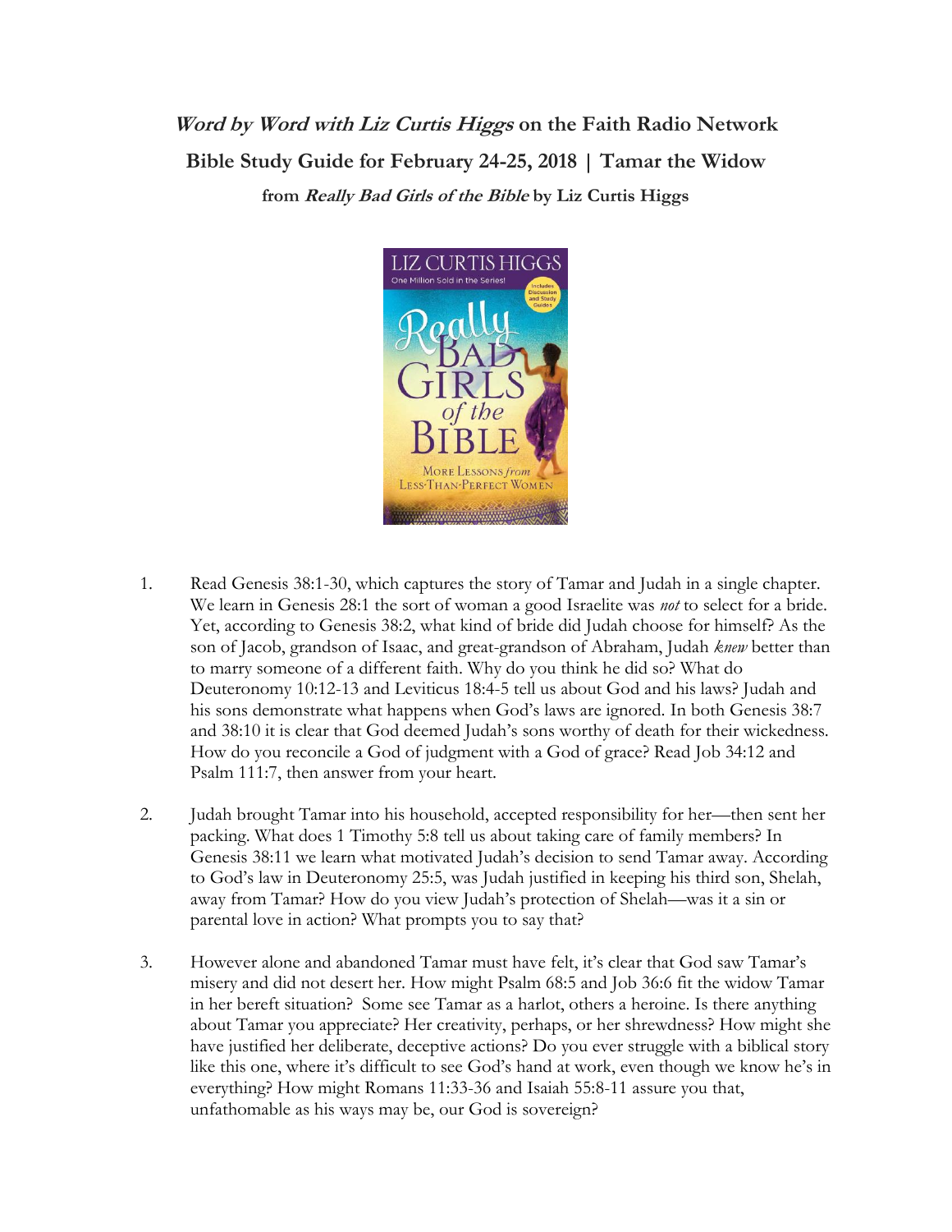***Word by Word with Liz Curtis Higgs*** **on the Faith Radio Network**

**Bible Study Guide for February 24-25, 2018 | Tamar the Widow**

**from *Really Bad Girls of the Bible* by Liz Curtis Higgs**

1. Read Genesis 38:1-30, which captures the story of Tamar and Judah in a single chapter. We learn in Genesis 28:1 the sort of woman a good Israelite was *not* to select for a bride. Yet, according to Genesis 38:2, what kind of bride did Judah choose for himself? As the son of Jacob, grandson of Isaac, and great-grandson of Abraham, Judah *knew* better than to marry someone of a different faith. Why do you think he did so? What do Deuteronomy 10:12-13 and Leviticus 18:4-5 tell us about God and his laws? Judah and his sons demonstrate what happens when God's laws are ignored. In both Genesis 38:7 and 38:10 it is clear that God deemed Judah's sons worthy of death for their wickedness. How do you reconcile a God of judgment with a God of grace? Read Job 34:12 and Psalm 111:7, then answer from your heart.

2. Judah brought Tamar into his household, accepted responsibility for her—then sent her packing. What does 1 Timothy 5:8 tell us about taking care of family members? In Genesis 38:11 we learn what motivated Judah's decision to send Tamar away. According to God's law in Deuteronomy 25:5, was Judah justified in keeping his third son, Shelah, away from Tamar? How do you view Judah's protection of Shelah—was it a sin or parental love in action? What prompts you to say that?

3. However alone and abandoned Tamar must have felt, it's clear that God saw Tamar's misery and did not desert her. How might Psalm 68:5 and Job 36:6 fit the widow Tamar in her bereft situation? Some see Tamar as a harlot, others a heroine. Is there anything about Tamar you appreciate? Her creativity, perhaps, or her shrewdness? How might she have justified her deliberate, deceptive actions? Do you ever struggle with a biblical story like this one, where it's difficult to see God's hand at work, even though we know he's in everything? How might Romans 11:33-36 and Isaiah 55:8-11 assure you that, unfathomable as his ways may be, our God is sovereign?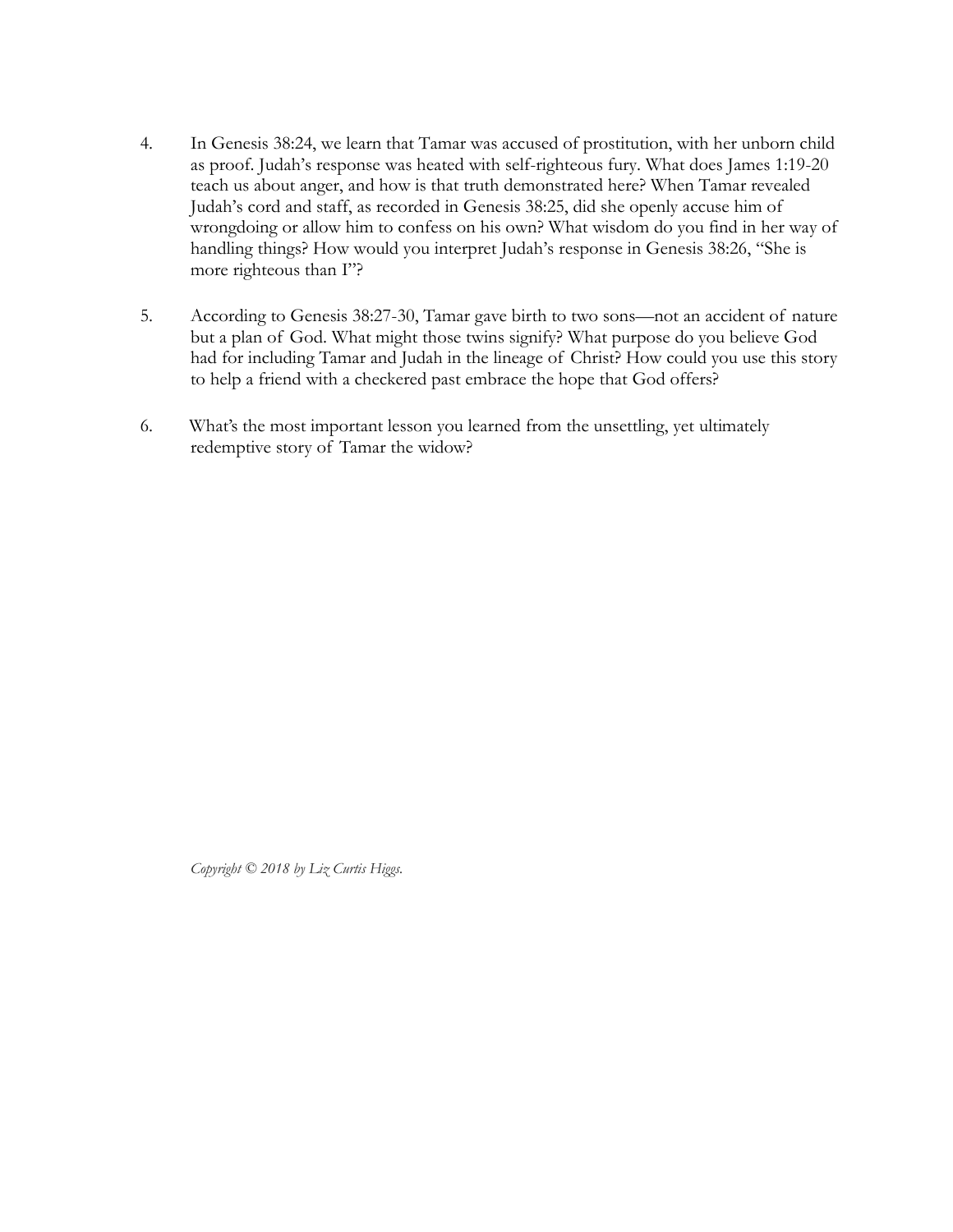4. In Genesis 38:24, we learn that Tamar was accused of prostitution, with her unborn child as proof. Judah's response was heated with self-righteous fury. What does James 1:19-20 teach us about anger, and how is that truth demonstrated here? When Tamar revealed Judah's cord and staff, as recorded in Genesis 38:25, did she openly accuse him of wrongdoing or allow him to confess on his own? What wisdom do you find in her way of handling things? How would you interpret Judah's response in Genesis 38:26, "She is more righteous than I"?

5. According to Genesis 38:27-30, Tamar gave birth to two sons—not an accident of nature but a plan of God. What might those twins signify? What purpose do you believe God had for including Tamar and Judah in the lineage of Christ? How could you use this story to help a friend with a checkered past embrace the hope that God offers?

6. What's the most important lesson you learned from the unsettling, yet ultimately redemptive story of Tamar the widow?

*Copyright © 2018 by Liz Curtis Higgs.*